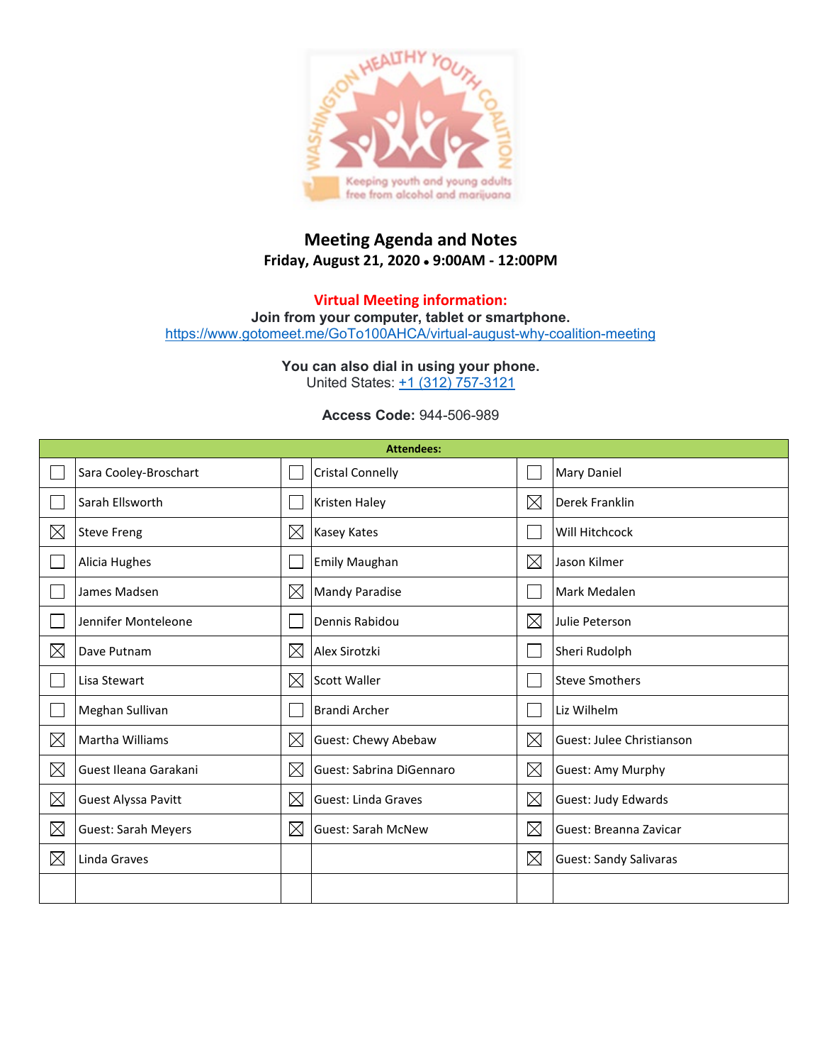## Meeting Agenda and Notes

**Friday, August 21, 2020 • 9:00AM - 12:00PM**

**Virtual Meeting information:**

**Join from your computer, tablet or smartphone.**

https://www.gotomeet.me/GoTo100AHCA/virtual-august-why-coalition-meeting

**You can also dial in using your phone.**

United States: +1 (312) 757-3121

**Access Code:** 944-506-989

| Attendees: | | | | | |
|---|---|---|---|---|---|
| ☐ | Sara Cooley-Broschart | ☐ | Cristal Connelly | ☐ | Mary Daniel |
| ☐ | Sarah Ellsworth | ☐ | Kristen Haley | ☒ | Derek Franklin |
| ☒ | Steve Freng | ☒ | Kasey Kates | ☐ | Will Hitchcock |
| ☐ | Alicia Hughes | ☐ | Emily Maughan | ☒ | Jason Kilmer |
| ☐ | James Madsen | ☒ | Mandy Paradise | ☐ | Mark Medalen |
| ☐ | Jennifer Monteleone | ☐ | Dennis Rabidou | ☒ | Julie Peterson |
| ☒ | Dave Putnam | ☒ | Alex Sirotzki | ☐ | Sheri Rudolph |
| ☐ | Lisa Stewart | ☒ | Scott Waller | ☐ | Steve Smothers |
| ☐ | Meghan Sullivan | ☐ | Brandi Archer | ☐ | Liz Wilhelm |
| ☒ | Martha Williams | ☒ | Guest: Chewy Abebaw | ☒ | Guest: Julee Christianson |
| ☒ | Guest Ileana Garakani | ☒ | Guest: Sabrina DiGennaro | ☒ | Guest: Amy Murphy |
| ☒ | Guest Alyssa Pavitt | ☒ | Guest: Linda Graves | ☒ | Guest: Judy Edwards |
| ☒ | Guest: Sarah Meyers | ☒ | Guest: Sarah McNew | ☒ | Guest: Breanna Zavicar |
| ☒ | Linda Graves | | | ☒ | Guest: Sandy Salivaras |
| | | | | | |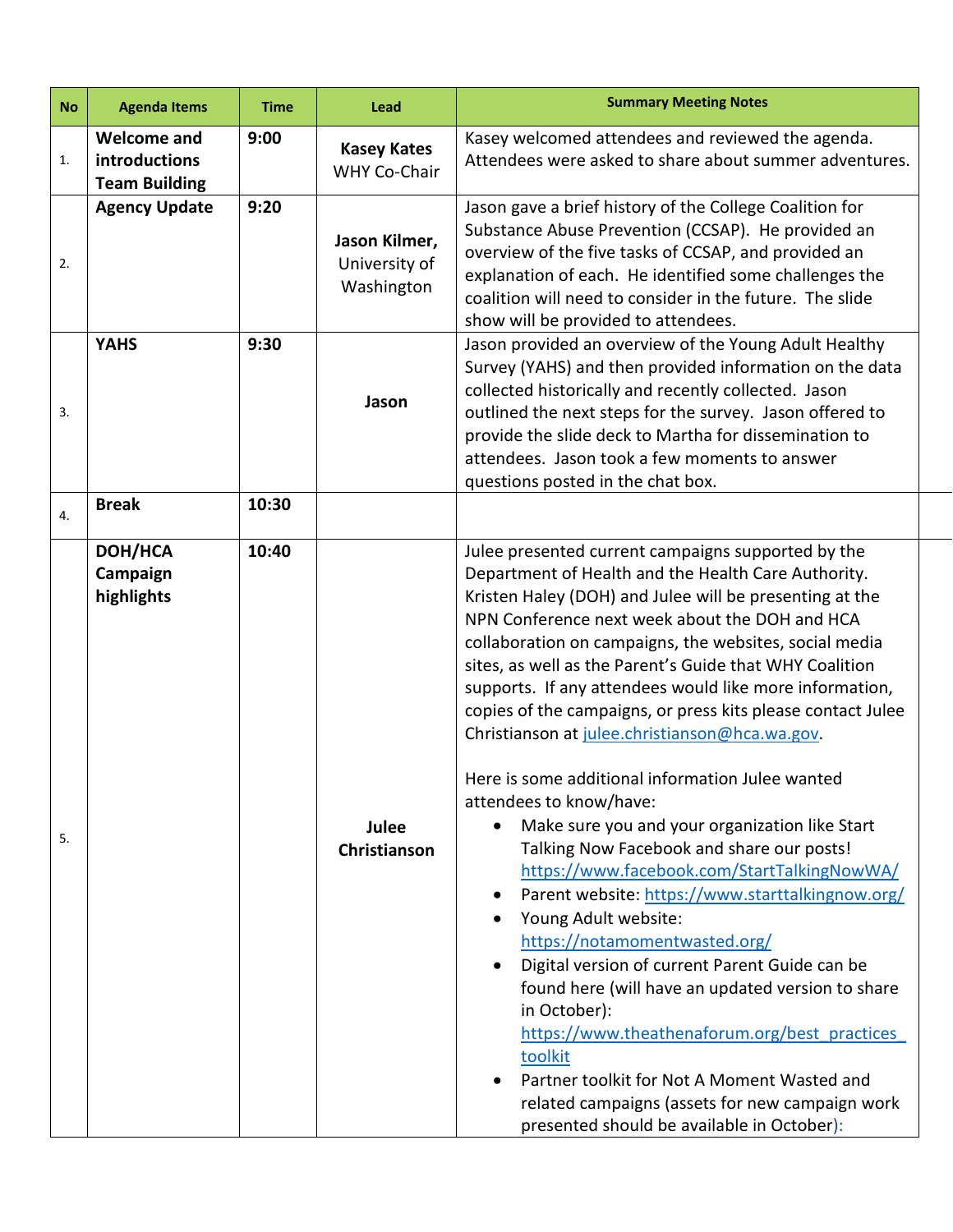| No | Agenda Items | Time | Lead | Summary Meeting Notes |
| --- | --- | --- | --- | --- |
| 1. | **Welcome and introductions Team Building** | **9:00** | **Kasey Kates** WHY Co-Chair | Kasey welcomed attendees and reviewed the agenda. Attendees were asked to share about summer adventures. |
| 2. | **Agency Update** | **9:20** | **Jason Kilmer,** University of Washington | Jason gave a brief history of the College Coalition for Substance Abuse Prevention (CCSAP). He provided an overview of the five tasks of CCSAP, and provided an explanation of each. He identified some challenges the coalition will need to consider in the future. The slide show will be provided to attendees. |
| 3. | **YAHS** | **9:30** | **Jason** | Jason provided an overview of the Young Adult Healthy Survey (YAHS) and then provided information on the data collected historically and recently collected. Jason outlined the next steps for the survey. Jason offered to provide the slide deck to Martha for dissemination to attendees. Jason took a few moments to answer questions posted in the chat box. |
| 4. | **Break** | **10:30** | | |
| 5. | **DOH/HCA Campaign highlights** | **10:40** | **Julee Christianson** | Julee presented current campaigns supported by the Department of Health and the Health Care Authority. Kristen Haley (DOH) and Julee will be presenting at the NPN Conference next week about the DOH and HCA collaboration on campaigns, the websites, social media sites, as well as the Parent's Guide that WHY Coalition supports. If any attendees would like more information, copies of the campaigns, or press kits please contact Julee Christianson at julee.christianson@hca.wa.gov.<br><br>Here is some additional information Julee wanted attendees to know/have:<br>• Make sure you and your organization like Start Talking Now Facebook and share our posts! https://www.facebook.com/StartTalkingNowWA/<br>• Parent website: https://www.starttalkingnow.org/<br>• Young Adult website: https://notamomentwasted.org/<br>• Digital version of current Parent Guide can be found here (will have an updated version to share in October): https://www.theathenaforum.org/best_practices_toolkit<br>• Partner toolkit for Not A Moment Wasted and related campaigns (assets for new campaign work presented should be available in October): |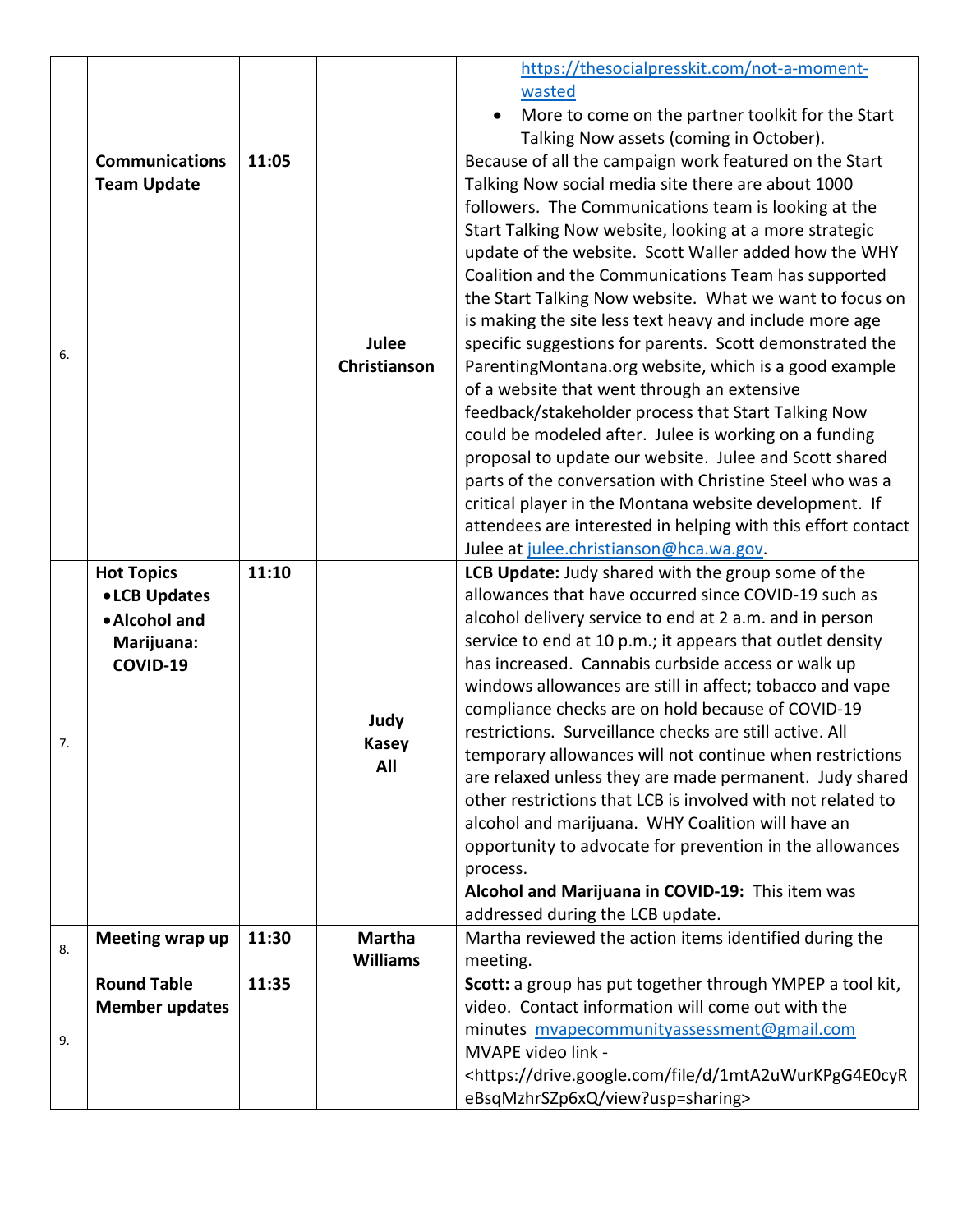| | | | | |
|---|---|---|---|---|
| | | | | https://thesocialpresskit.com/not-a-moment-wasted<br>• More to come on the partner toolkit for the Start Talking Now assets (coming in October). |
| 6. | **Communications Team Update** | **11:05** | **Julee Christianson** | Because of all the campaign work featured on the Start Talking Now social media site there are about 1000 followers. The Communications team is looking at the Start Talking Now website, looking at a more strategic update of the website. Scott Waller added how the WHY Coalition and the Communications Team has supported the Start Talking Now website. What we want to focus on is making the site less text heavy and include more age specific suggestions for parents. Scott demonstrated the ParentingMontana.org website, which is a good example of a website that went through an extensive feedback/stakeholder process that Start Talking Now could be modeled after. Julee is working on a funding proposal to update our website. Julee and Scott shared parts of the conversation with Christine Steel who was a critical player in the Montana website development. If attendees are interested in helping with this effort contact Julee at julee.christianson@hca.wa.gov. |
| 7. | **Hot Topics**<br>• **LCB Updates**<br>• **Alcohol and Marijuana: COVID-19** | **11:10** | **Judy Kasey All** | **LCB Update:** Judy shared with the group some of the allowances that have occurred since COVID-19 such as alcohol delivery service to end at 2 a.m. and in person service to end at 10 p.m.; it appears that outlet density has increased. Cannabis curbside access or walk up windows allowances are still in affect; tobacco and vape compliance checks are on hold because of COVID-19 restrictions. Surveillance checks are still active. All temporary allowances will not continue when restrictions are relaxed unless they are made permanent. Judy shared other restrictions that LCB is involved with not related to alcohol and marijuana. WHY Coalition will have an opportunity to advocate for prevention in the allowances process.<br>**Alcohol and Marijuana in COVID-19:** This item was addressed during the LCB update. |
| 8. | **Meeting wrap up** | **11:30** | **Martha Williams** | Martha reviewed the action items identified during the meeting. |
| 9. | **Round Table Member updates** | **11:35** | | **Scott:** a group has put together through YMPEP a tool kit, video. Contact information will come out with the minutes mvapecommunityassessment@gmail.com<br>MVAPE video link - <https://drive.google.com/file/d/1mtA2uWurKPgG4E0cyReBsqMzhrSZp6xQ/view?usp=sharing> |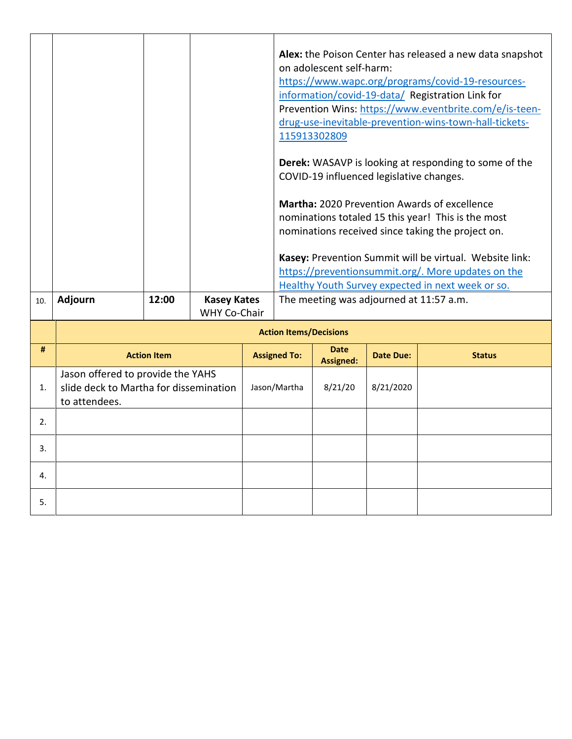| | | | | |
|---|---|---|---|---|
| | | | | **Alex:** the Poison Center has released a new data snapshot on adolescent self-harm: https://www.wapc.org/programs/covid-19-resources-information/covid-19-data/ Registration Link for Prevention Wins: https://www.eventbrite.com/e/is-teen-drug-use-inevitable-prevention-wins-town-hall-tickets-115913302809<br><br>**Derek:** WASAVP is looking at responding to some of the COVID-19 influenced legislative changes.<br><br>**Martha:** 2020 Prevention Awards of excellence nominations totaled 15 this year! This is the most nominations received since taking the project on.<br><br>**Kasey:** Prevention Summit will be virtual. Website link: https://preventionsummit.org/. More updates on the Healthy Youth Survey expected in next week or so. |
| 10. | **Adjourn** | **12:00** | **Kasey Kates** WHY Co-Chair | The meeting was adjourned at 11:57 a.m. |

| # | Action Item | Assigned To: | Date Assigned: | Date Due: | Status |
|---|---|---|---|---|---|
| 1. | Jason offered to provide the YAHS slide deck to Martha for dissemination to attendees. | Jason/Martha | 8/21/20 | 8/21/2020 | |
| 2. | | | | | |
| 3. | | | | | |
| 4. | | | | | |
| 5. | | | | | |